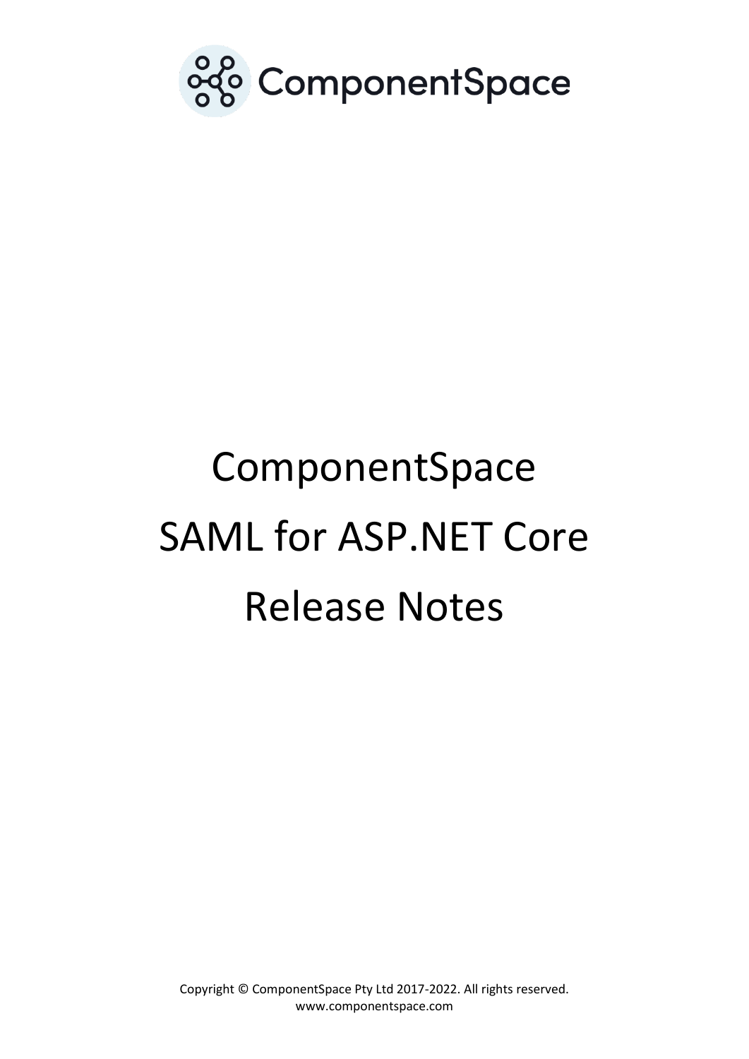ComponentSpace

# ComponentSpace SAML for ASP.NET Core Release Notes

Copyright © ComponentSpace Pty Ltd 2017-2022. All rights reserved.
www.componentspace.com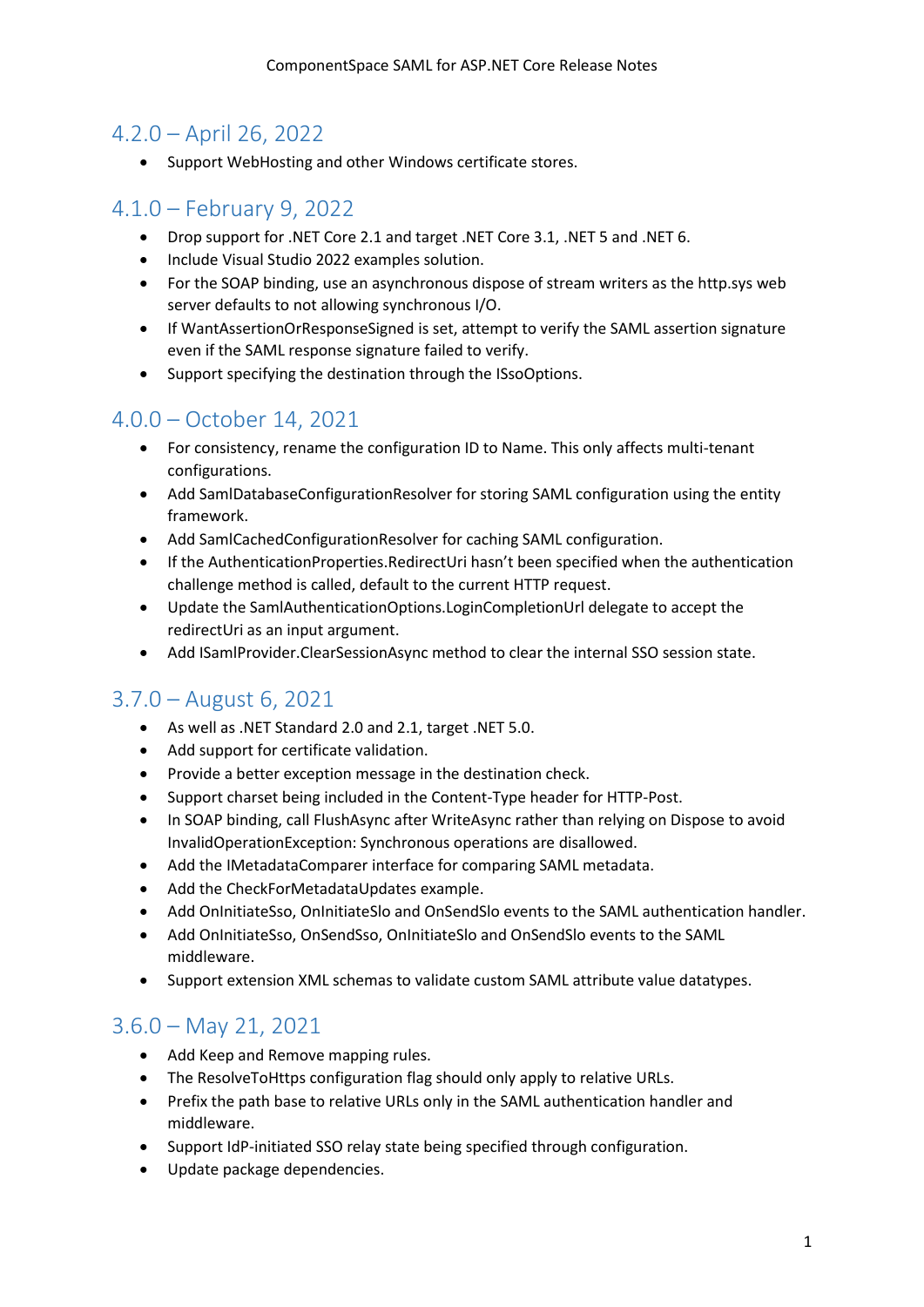## 4.2.0 – April 26, 2022

- Support WebHosting and other Windows certificate stores.

## 4.1.0 – February 9, 2022

- Drop support for .NET Core 2.1 and target .NET Core 3.1, .NET 5 and .NET 6.
- Include Visual Studio 2022 examples solution.
- For the SOAP binding, use an asynchronous dispose of stream writers as the http.sys web server defaults to not allowing synchronous I/O.
- If WantAssertionOrResponseSigned is set, attempt to verify the SAML assertion signature even if the SAML response signature failed to verify.
- Support specifying the destination through the ISsoOptions.

## 4.0.0 – October 14, 2021

- For consistency, rename the configuration ID to Name. This only affects multi-tenant configurations.
- Add SamlDatabaseConfigurationResolver for storing SAML configuration using the entity framework.
- Add SamlCachedConfigurationResolver for caching SAML configuration.
- If the AuthenticationProperties.RedirectUri hasn't been specified when the authentication challenge method is called, default to the current HTTP request.
- Update the SamlAuthenticationOptions.LoginCompletionUrl delegate to accept the redirectUri as an input argument.
- Add ISamlProvider.ClearSessionAsync method to clear the internal SSO session state.

## 3.7.0 – August 6, 2021

- As well as .NET Standard 2.0 and 2.1, target .NET 5.0.
- Add support for certificate validation.
- Provide a better exception message in the destination check.
- Support charset being included in the Content-Type header for HTTP-Post.
- In SOAP binding, call FlushAsync after WriteAsync rather than relying on Dispose to avoid InvalidOperationException: Synchronous operations are disallowed.
- Add the IMetadataComparer interface for comparing SAML metadata.
- Add the CheckForMetadataUpdates example.
- Add OnInitiateSso, OnInitiateSlo and OnSendSlo events to the SAML authentication handler.
- Add OnInitiateSso, OnSendSso, OnInitiateSlo and OnSendSlo events to the SAML middleware.
- Support extension XML schemas to validate custom SAML attribute value datatypes.

## 3.6.0 – May 21, 2021

- Add Keep and Remove mapping rules.
- The ResolveToHttps configuration flag should only apply to relative URLs.
- Prefix the path base to relative URLs only in the SAML authentication handler and middleware.
- Support IdP-initiated SSO relay state being specified through configuration.
- Update package dependencies.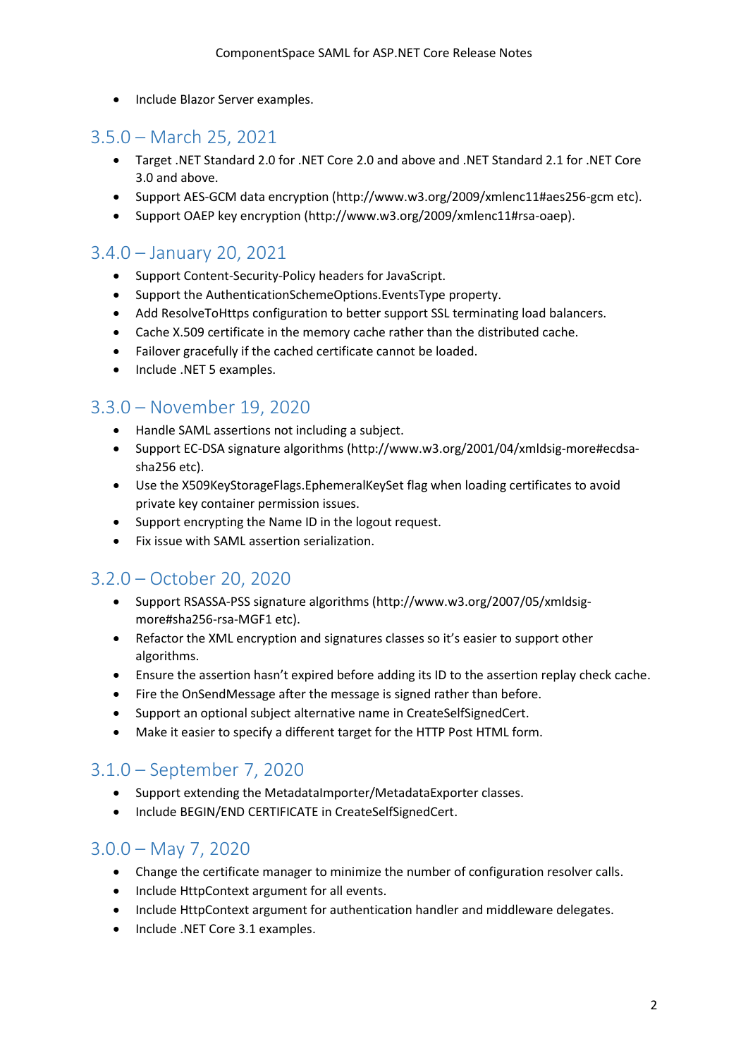- Include Blazor Server examples.

## 3.5.0 – March 25, 2021

- Target .NET Standard 2.0 for .NET Core 2.0 and above and .NET Standard 2.1 for .NET Core 3.0 and above.
- Support AES-GCM data encryption (http://www.w3.org/2009/xmlenc11#aes256-gcm etc).
- Support OAEP key encryption (http://www.w3.org/2009/xmlenc11#rsa-oaep).

## 3.4.0 – January 20, 2021

- Support Content-Security-Policy headers for JavaScript.
- Support the AuthenticationSchemeOptions.EventsType property.
- Add ResolveToHttps configuration to better support SSL terminating load balancers.
- Cache X.509 certificate in the memory cache rather than the distributed cache.
- Failover gracefully if the cached certificate cannot be loaded.
- Include .NET 5 examples.

## 3.3.0 – November 19, 2020

- Handle SAML assertions not including a subject.
- Support EC-DSA signature algorithms (http://www.w3.org/2001/04/xmldsig-more#ecdsa-sha256 etc).
- Use the X509KeyStorageFlags.EphemeralKeySet flag when loading certificates to avoid private key container permission issues.
- Support encrypting the Name ID in the logout request.
- Fix issue with SAML assertion serialization.

## 3.2.0 – October 20, 2020

- Support RSASSA-PSS signature algorithms (http://www.w3.org/2007/05/xmldsig-more#sha256-rsa-MGF1 etc).
- Refactor the XML encryption and signatures classes so it's easier to support other algorithms.
- Ensure the assertion hasn't expired before adding its ID to the assertion replay check cache.
- Fire the OnSendMessage after the message is signed rather than before.
- Support an optional subject alternative name in CreateSelfSignedCert.
- Make it easier to specify a different target for the HTTP Post HTML form.

## 3.1.0 – September 7, 2020

- Support extending the MetadataImporter/MetadataExporter classes.
- Include BEGIN/END CERTIFICATE in CreateSelfSignedCert.

## 3.0.0 – May 7, 2020

- Change the certificate manager to minimize the number of configuration resolver calls.
- Include HttpContext argument for all events.
- Include HttpContext argument for authentication handler and middleware delegates.
- Include .NET Core 3.1 examples.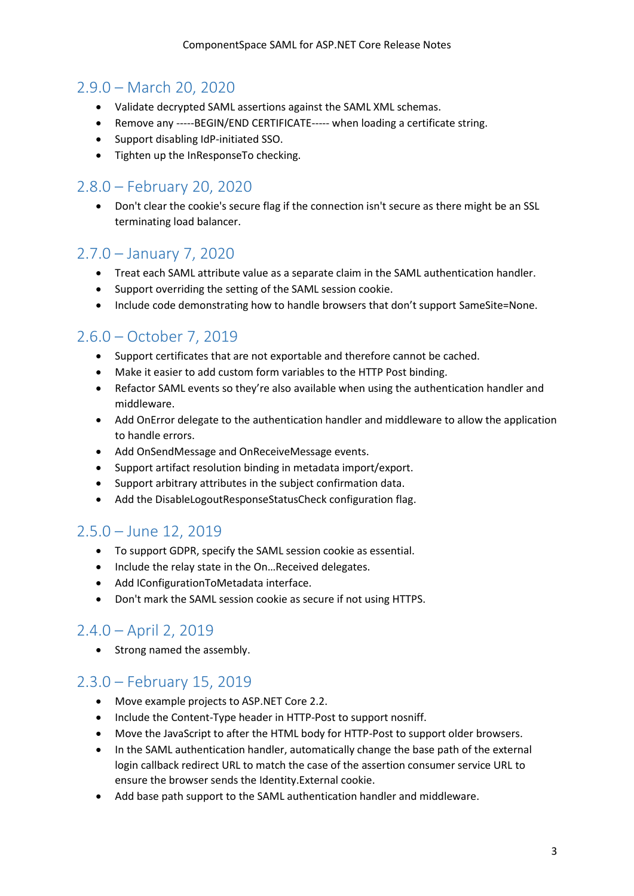## 2.9.0 – March 20, 2020

- Validate decrypted SAML assertions against the SAML XML schemas.
- Remove any -----BEGIN/END CERTIFICATE----- when loading a certificate string.
- Support disabling IdP-initiated SSO.
- Tighten up the InResponseTo checking.

## 2.8.0 – February 20, 2020

- Don't clear the cookie's secure flag if the connection isn't secure as there might be an SSL terminating load balancer.

## 2.7.0 – January 7, 2020

- Treat each SAML attribute value as a separate claim in the SAML authentication handler.
- Support overriding the setting of the SAML session cookie.
- Include code demonstrating how to handle browsers that don't support SameSite=None.

## 2.6.0 – October 7, 2019

- Support certificates that are not exportable and therefore cannot be cached.
- Make it easier to add custom form variables to the HTTP Post binding.
- Refactor SAML events so they're also available when using the authentication handler and middleware.
- Add OnError delegate to the authentication handler and middleware to allow the application to handle errors.
- Add OnSendMessage and OnReceiveMessage events.
- Support artifact resolution binding in metadata import/export.
- Support arbitrary attributes in the subject confirmation data.
- Add the DisableLogoutResponseStatusCheck configuration flag.

## 2.5.0 – June 12, 2019

- To support GDPR, specify the SAML session cookie as essential.
- Include the relay state in the On…Received delegates.
- Add IConfigurationToMetadata interface.
- Don't mark the SAML session cookie as secure if not using HTTPS.

## 2.4.0 – April 2, 2019

- Strong named the assembly.

## 2.3.0 – February 15, 2019

- Move example projects to ASP.NET Core 2.2.
- Include the Content-Type header in HTTP-Post to support nosniff.
- Move the JavaScript to after the HTML body for HTTP-Post to support older browsers.
- In the SAML authentication handler, automatically change the base path of the external login callback redirect URL to match the case of the assertion consumer service URL to ensure the browser sends the Identity.External cookie.
- Add base path support to the SAML authentication handler and middleware.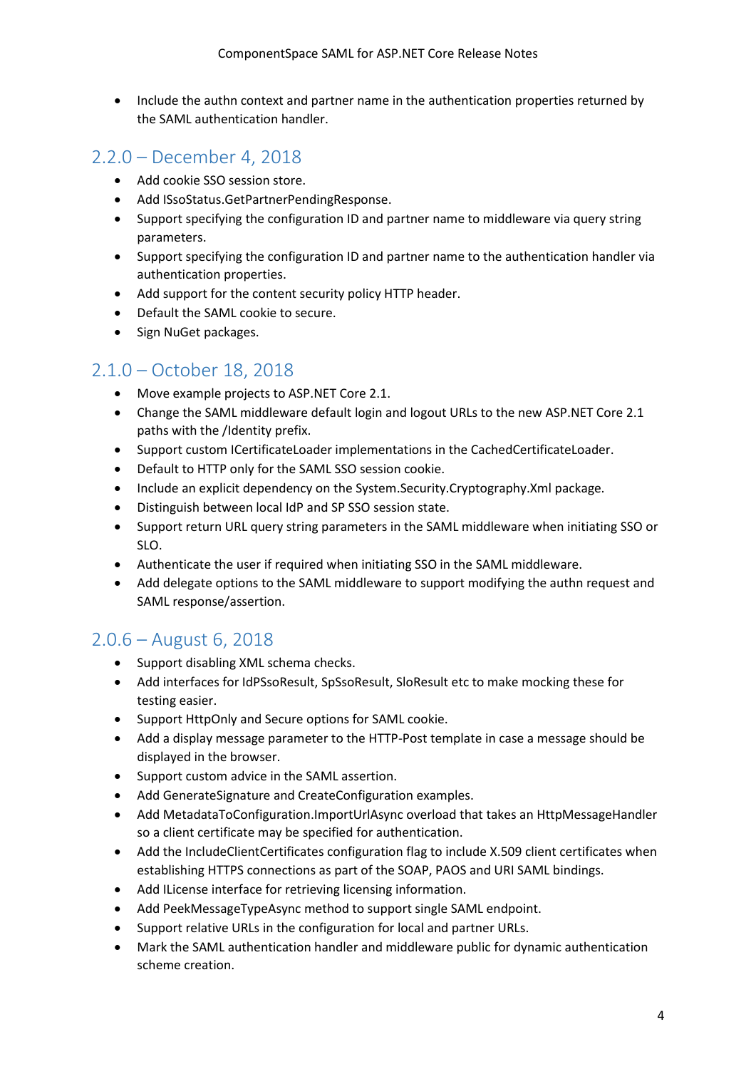- Include the authn context and partner name in the authentication properties returned by the SAML authentication handler.

## 2.2.0 – December 4, 2018

- Add cookie SSO session store.
- Add ISsoStatus.GetPartnerPendingResponse.
- Support specifying the configuration ID and partner name to middleware via query string parameters.
- Support specifying the configuration ID and partner name to the authentication handler via authentication properties.
- Add support for the content security policy HTTP header.
- Default the SAML cookie to secure.
- Sign NuGet packages.

## 2.1.0 – October 18, 2018

- Move example projects to ASP.NET Core 2.1.
- Change the SAML middleware default login and logout URLs to the new ASP.NET Core 2.1 paths with the /Identity prefix.
- Support custom ICertificateLoader implementations in the CachedCertificateLoader.
- Default to HTTP only for the SAML SSO session cookie.
- Include an explicit dependency on the System.Security.Cryptography.Xml package.
- Distinguish between local IdP and SP SSO session state.
- Support return URL query string parameters in the SAML middleware when initiating SSO or SLO.
- Authenticate the user if required when initiating SSO in the SAML middleware.
- Add delegate options to the SAML middleware to support modifying the authn request and SAML response/assertion.

## 2.0.6 – August 6, 2018

- Support disabling XML schema checks.
- Add interfaces for IdPSsoResult, SpSsoResult, SloResult etc to make mocking these for testing easier.
- Support HttpOnly and Secure options for SAML cookie.
- Add a display message parameter to the HTTP-Post template in case a message should be displayed in the browser.
- Support custom advice in the SAML assertion.
- Add GenerateSignature and CreateConfiguration examples.
- Add MetadataToConfiguration.ImportUrlAsync overload that takes an HttpMessageHandler so a client certificate may be specified for authentication.
- Add the IncludeClientCertificates configuration flag to include X.509 client certificates when establishing HTTPS connections as part of the SOAP, PAOS and URI SAML bindings.
- Add ILicense interface for retrieving licensing information.
- Add PeekMessageTypeAsync method to support single SAML endpoint.
- Support relative URLs in the configuration for local and partner URLs.
- Mark the SAML authentication handler and middleware public for dynamic authentication scheme creation.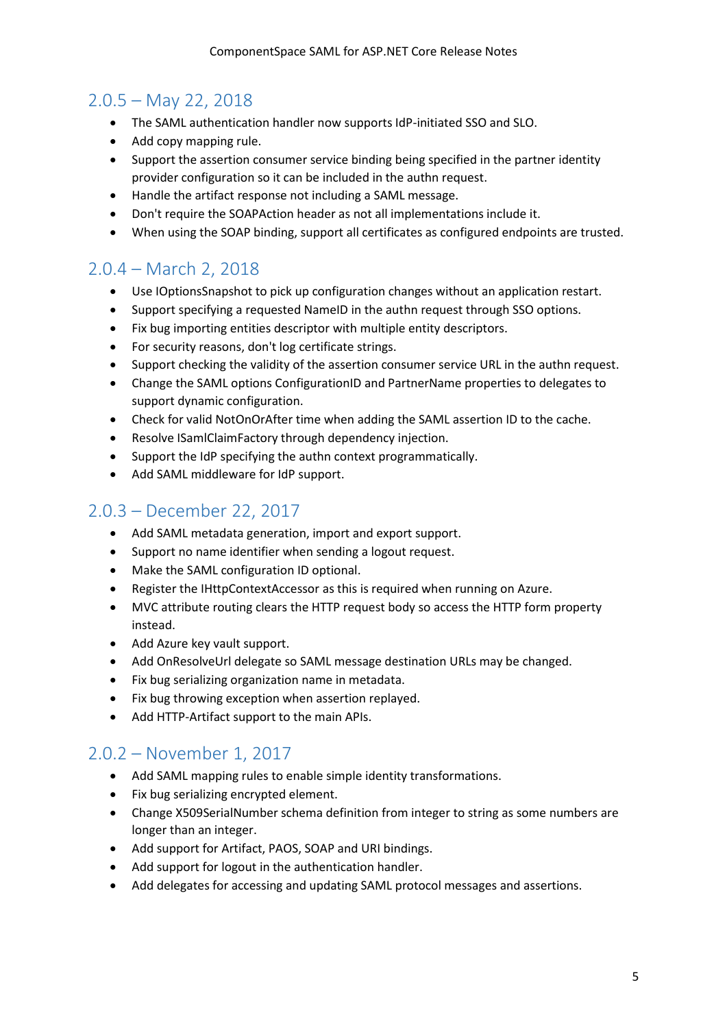## 2.0.5 – May 22, 2018

- The SAML authentication handler now supports IdP-initiated SSO and SLO.
- Add copy mapping rule.
- Support the assertion consumer service binding being specified in the partner identity provider configuration so it can be included in the authn request.
- Handle the artifact response not including a SAML message.
- Don't require the SOAPAction header as not all implementations include it.
- When using the SOAP binding, support all certificates as configured endpoints are trusted.

## 2.0.4 – March 2, 2018

- Use IOptionsSnapshot to pick up configuration changes without an application restart.
- Support specifying a requested NameID in the authn request through SSO options.
- Fix bug importing entities descriptor with multiple entity descriptors.
- For security reasons, don't log certificate strings.
- Support checking the validity of the assertion consumer service URL in the authn request.
- Change the SAML options ConfigurationID and PartnerName properties to delegates to support dynamic configuration.
- Check for valid NotOnOrAfter time when adding the SAML assertion ID to the cache.
- Resolve ISamlClaimFactory through dependency injection.
- Support the IdP specifying the authn context programmatically.
- Add SAML middleware for IdP support.

## 2.0.3 – December 22, 2017

- Add SAML metadata generation, import and export support.
- Support no name identifier when sending a logout request.
- Make the SAML configuration ID optional.
- Register the IHttpContextAccessor as this is required when running on Azure.
- MVC attribute routing clears the HTTP request body so access the HTTP form property instead.
- Add Azure key vault support.
- Add OnResolveUrl delegate so SAML message destination URLs may be changed.
- Fix bug serializing organization name in metadata.
- Fix bug throwing exception when assertion replayed.
- Add HTTP-Artifact support to the main APIs.

## 2.0.2 – November 1, 2017

- Add SAML mapping rules to enable simple identity transformations.
- Fix bug serializing encrypted element.
- Change X509SerialNumber schema definition from integer to string as some numbers are longer than an integer.
- Add support for Artifact, PAOS, SOAP and URI bindings.
- Add support for logout in the authentication handler.
- Add delegates for accessing and updating SAML protocol messages and assertions.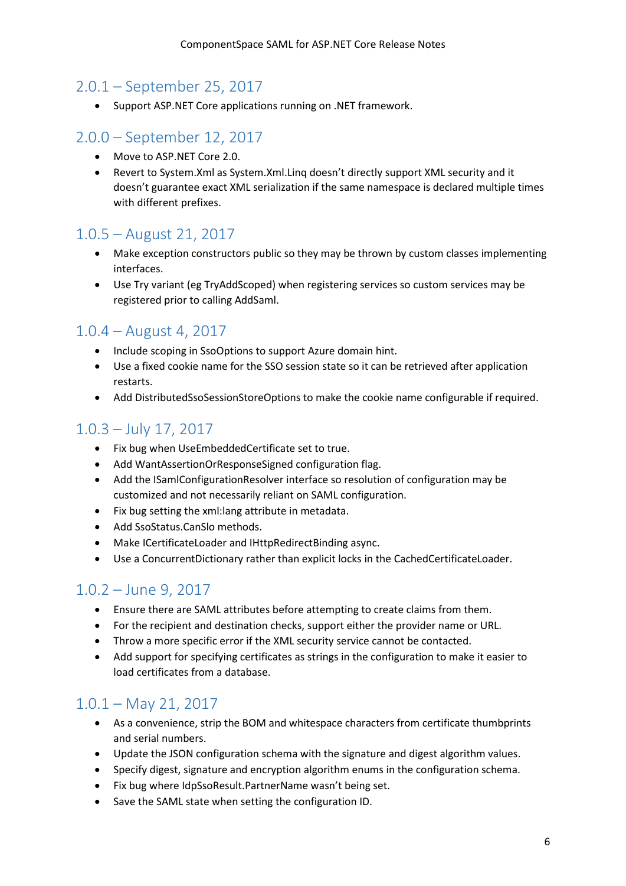## 2.0.1 – September 25, 2017

- Support ASP.NET Core applications running on .NET framework.

## 2.0.0 – September 12, 2017

- Move to ASP.NET Core 2.0.
- Revert to System.Xml as System.Xml.Linq doesn't directly support XML security and it doesn't guarantee exact XML serialization if the same namespace is declared multiple times with different prefixes.

## 1.0.5 – August 21, 2017

- Make exception constructors public so they may be thrown by custom classes implementing interfaces.
- Use Try variant (eg TryAddScoped) when registering services so custom services may be registered prior to calling AddSaml.

## 1.0.4 – August 4, 2017

- Include scoping in SsoOptions to support Azure domain hint.
- Use a fixed cookie name for the SSO session state so it can be retrieved after application restarts.
- Add DistributedSsoSessionStoreOptions to make the cookie name configurable if required.

## 1.0.3 – July 17, 2017

- Fix bug when UseEmbeddedCertificate set to true.
- Add WantAssertionOrResponseSigned configuration flag.
- Add the ISamlConfigurationResolver interface so resolution of configuration may be customized and not necessarily reliant on SAML configuration.
- Fix bug setting the xml:lang attribute in metadata.
- Add SsoStatus.CanSlo methods.
- Make ICertificateLoader and IHttpRedirectBinding async.
- Use a ConcurrentDictionary rather than explicit locks in the CachedCertificateLoader.

## 1.0.2 – June 9, 2017

- Ensure there are SAML attributes before attempting to create claims from them.
- For the recipient and destination checks, support either the provider name or URL.
- Throw a more specific error if the XML security service cannot be contacted.
- Add support for specifying certificates as strings in the configuration to make it easier to load certificates from a database.

## 1.0.1 – May 21, 2017

- As a convenience, strip the BOM and whitespace characters from certificate thumbprints and serial numbers.
- Update the JSON configuration schema with the signature and digest algorithm values.
- Specify digest, signature and encryption algorithm enums in the configuration schema.
- Fix bug where IdpSsoResult.PartnerName wasn't being set.
- Save the SAML state when setting the configuration ID.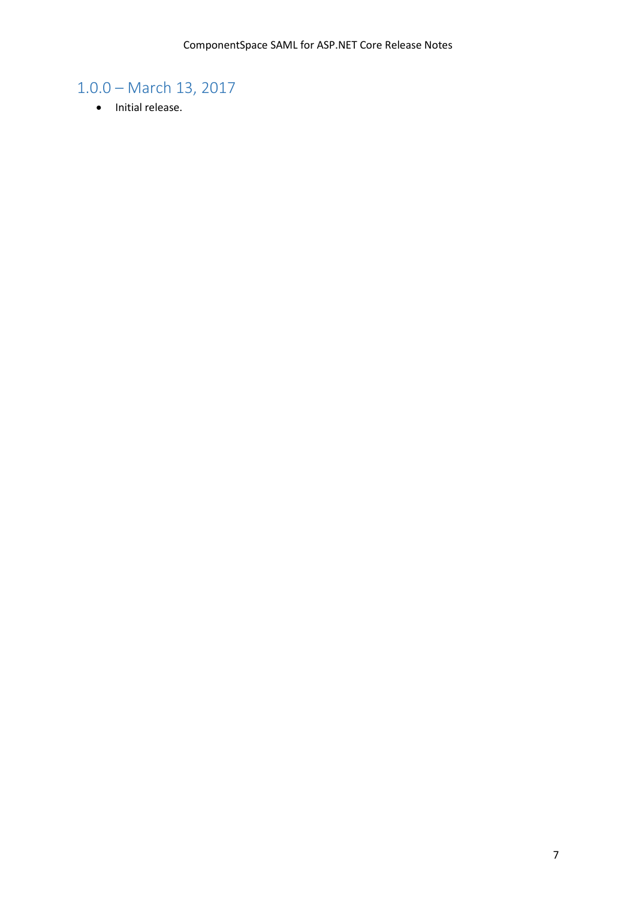## 1.0.0 – March 13, 2017

- Initial release.